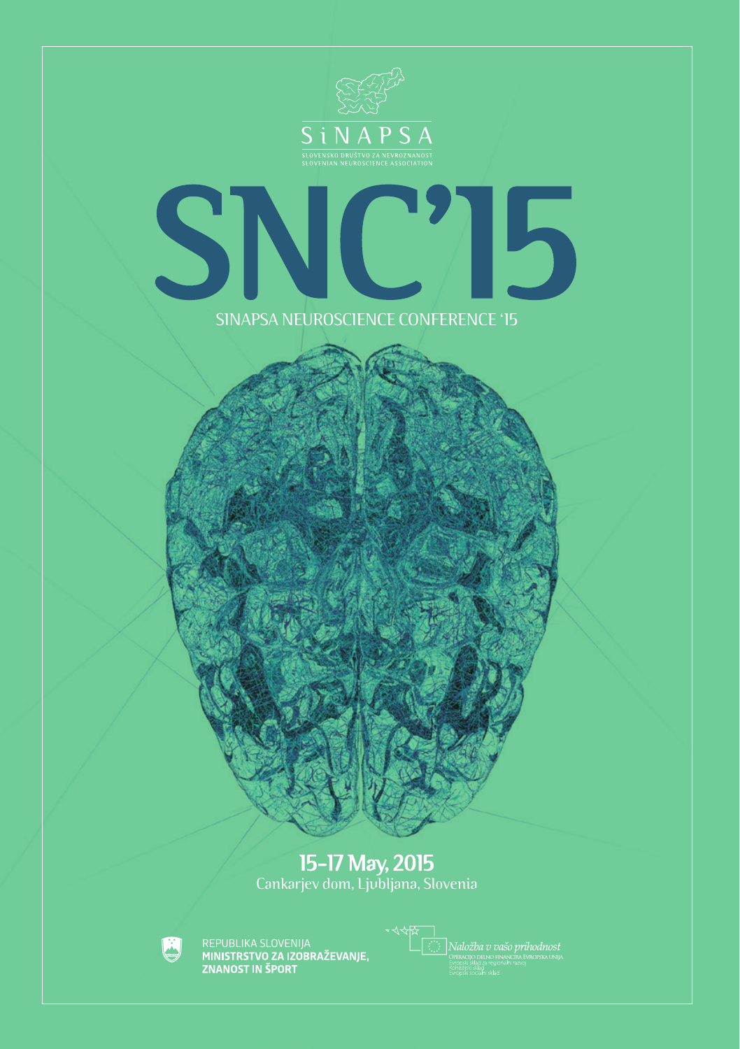SiNAPSA

SLOVENSKO DRUŠTVO ZA NEVROZNANOST
SLOVENIAN NEUROSCIENCE ASSOCIATION

# SNC'15

## SINAPSA NEUROSCIENCE CONFERENCE '15

**15–17 May, 2015**

Cankarjev dom, Ljubljana, Slovenia

REPUBLIKA SLOVENIJA
**MINISTRSTVO ZA IZOBRAŽEVANJE, ZNANOST IN ŠPORT**

*Naložba v vašo prihodnost*
OPERACIJO DELNO FINANCIRA EVROPSKA UNIJA
Evropski sklad za regionalni razvoj
Kohezijski sklad
Evropski socialni sklad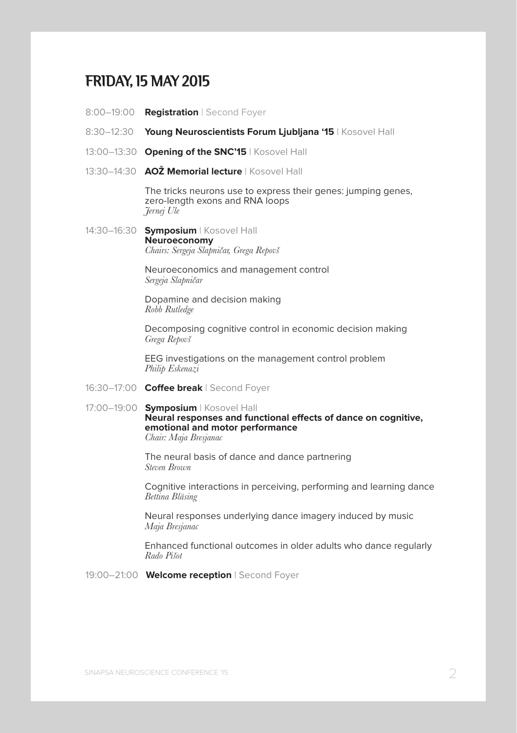# FRIDAY, 15 MAY 2015

8:00–19:00 **Registration** | Second Foyer

8:30–12:30 **Young Neuroscientists Forum Ljubljana '15** | Kosovel Hall

13:00–13:30 **Opening of the SNC'15** | Kosovel Hall

13:30–14:30 **AOŽ Memorial lecture** | Kosovel Hall

The tricks neurons use to express their genes: jumping genes, zero-length exons and RNA loops
*Jernej Ule*

14:30–16:30 **Symposium** | Kosovel Hall
**Neuroeconomy**
*Chairs: Sergeja Slapničar, Grega Repovš*

Neuroeconomics and management control
*Sergeja Slapničar*

Dopamine and decision making
*Robb Rutledge*

Decomposing cognitive control in economic decision making
*Grega Repovš*

EEG investigations on the management control problem
*Philip Eskenazi*

16:30–17:00 **Coffee break** | Second Foyer

17:00–19:00 **Symposium** | Kosovel Hall
**Neural responses and functional effects of dance on cognitive, emotional and motor performance**
*Chair: Maja Bresjanac*

The neural basis of dance and dance partnering
*Steven Brown*

Cognitive interactions in perceiving, performing and learning dance
*Bettina Bläsing*

Neural responses underlying dance imagery induced by music
*Maja Bresjanac*

Enhanced functional outcomes in older adults who dance regularly
*Rado Pišot*

19:00–21:00 **Welcome reception** | Second Foyer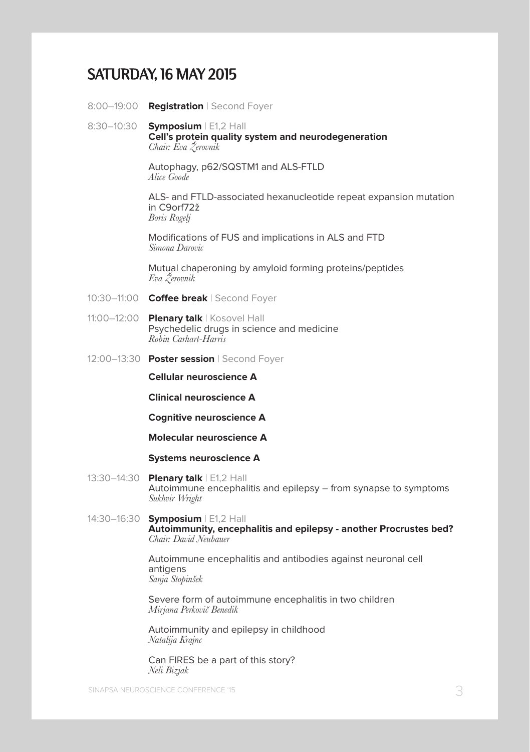# SATURDAY, 16 MAY 2015

8:00–19:00 **Registration** | Second Foyer

8:30–10:30 **Symposium** | E1,2 Hall
**Cell's protein quality system and neurodegeneration**
*Chair: Eva Žerovnik*

Autophagy, p62/SQSTM1 and ALS-FTLD
*Alice Goode*

ALS- and FTLD-associated hexanucleotide repeat expansion mutation in C9orf72ž
*Boris Rogelj*

Modifications of FUS and implications in ALS and FTD
*Simona Darovic*

Mutual chaperoning by amyloid forming proteins/peptides
*Eva Žerovnik*

10:30–11:00 **Coffee break** | Second Foyer

11:00–12:00 **Plenary talk** | Kosovel Hall
Psychedelic drugs in science and medicine
*Robin Carhart-Harris*

12:00–13:30 **Poster session** | Second Foyer

**Cellular neuroscience A**

**Clinical neuroscience A**

**Cognitive neuroscience A**

**Molecular neuroscience A**

**Systems neuroscience A**

13:30–14:30 **Plenary talk** | E1,2 Hall
Autoimmune encephalitis and epilepsy – from synapse to symptoms
*Sukhvir Wright*

14:30–16:30 **Symposium** | E1,2 Hall
**Autoimmunity, encephalitis and epilepsy - another Procrustes bed?**
*Chair: David Neubauer*

Autoimmune encephalitis and antibodies against neuronal cell antigens
*Sanja Stopinšek*

Severe form of autoimmune encephalitis in two children
*Mirjana Perkovič Benedik*

Autoimmunity and epilepsy in childhood
*Natalija Krajnc*

Can FIRES be a part of this story?
*Neli Bizjak*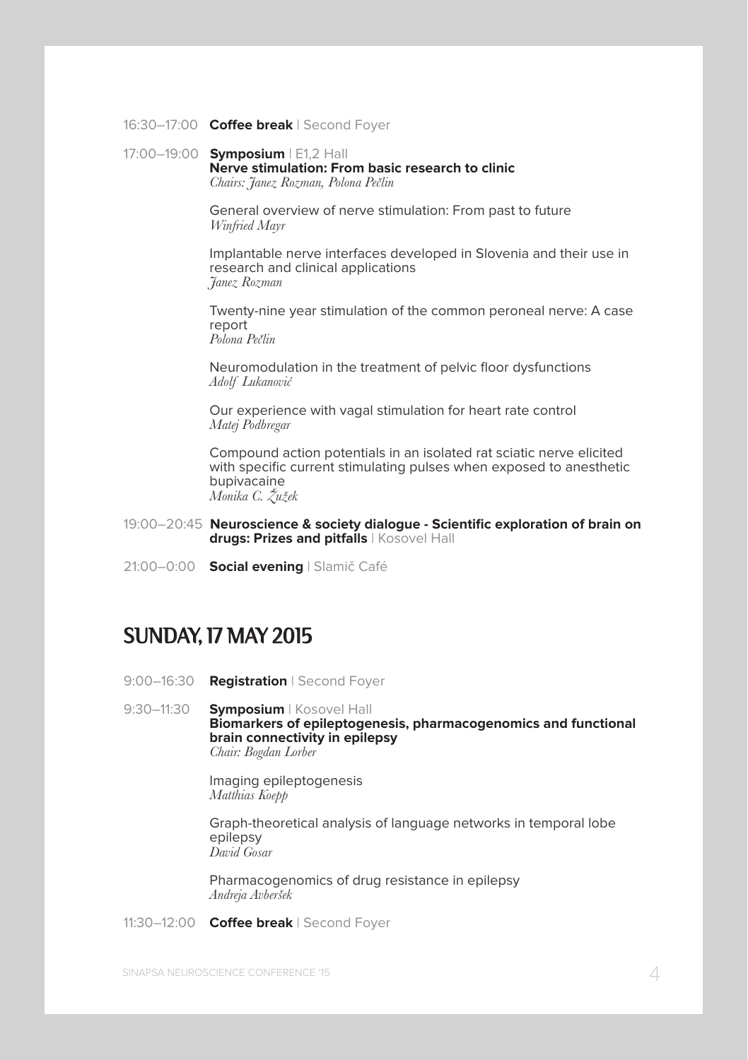16:30–17:00 **Coffee break** | Second Foyer

17:00–19:00 **Symposium** | E1,2 Hall
**Nerve stimulation: From basic research to clinic**
*Chairs: Janez Rozman, Polona Pečlin*

General overview of nerve stimulation: From past to future
*Winfried Mayr*

Implantable nerve interfaces developed in Slovenia and their use in research and clinical applications
*Janez Rozman*

Twenty-nine year stimulation of the common peroneal nerve: A case report
*Polona Pečlin*

Neuromodulation in the treatment of pelvic floor dysfunctions
*Adolf Lukanović*

Our experience with vagal stimulation for heart rate control
*Matej Podbregar*

Compound action potentials in an isolated rat sciatic nerve elicited with specific current stimulating pulses when exposed to anesthetic bupivacaine
*Monika C. Žužek*

19:00–20:45 **Neuroscience & society dialogue - Scientific exploration of brain on drugs: Prizes and pitfalls** | Kosovel Hall

21:00–0:00 **Social evening** | Slamič Café

## SUNDAY, 17 MAY 2015

9:00–16:30 **Registration** | Second Foyer

9:30–11:30 **Symposium** | Kosovel Hall
**Biomarkers of epileptogenesis, pharmacogenomics and functional brain connectivity in epilepsy**
*Chair: Bogdan Lorber*

Imaging epileptogenesis
*Matthias Koepp*

Graph-theoretical analysis of language networks in temporal lobe epilepsy
*David Gosar*

Pharmacogenomics of drug resistance in epilepsy
*Andreja Avberšek*

11:30–12:00 **Coffee break** | Second Foyer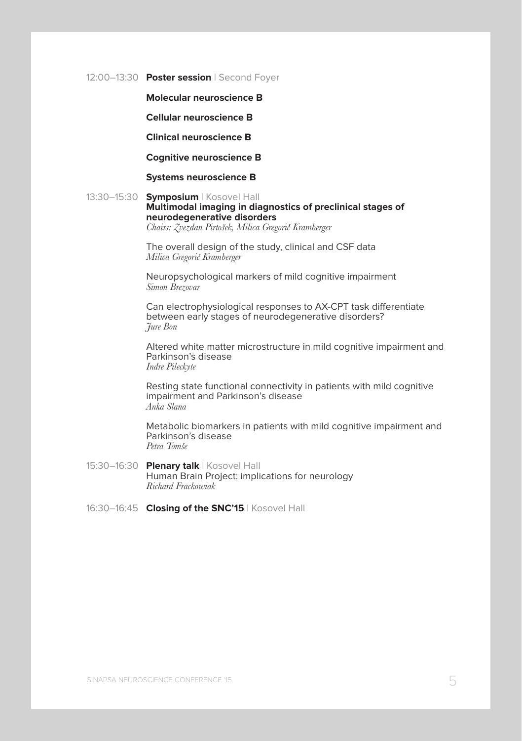12:00–13:30 **Poster session** | Second Foyer

**Molecular neuroscience B**

**Cellular neuroscience B**

**Clinical neuroscience B**

**Cognitive neuroscience B**

**Systems neuroscience B**

13:30–15:30 **Symposium** | Kosovel Hall
**Multimodal imaging in diagnostics of preclinical stages of neurodegenerative disorders**
*Chairs: Zvezdan Pirtošek, Milica Gregorič Kramberger*

The overall design of the study, clinical and CSF data
*Milica Gregorič Kramberger*

Neuropsychological markers of mild cognitive impairment
*Simon Brezovar*

Can electrophysiological responses to AX-CPT task differentiate between early stages of neurodegenerative disorders?
*Jure Bon*

Altered white matter microstructure in mild cognitive impairment and Parkinson's disease
*Indre Pileckyte*

Resting state functional connectivity in patients with mild cognitive impairment and Parkinson's disease
*Anka Slana*

Metabolic biomarkers in patients with mild cognitive impairment and Parkinson's disease
*Petra Tomše*

15:30–16:30 **Plenary talk** | Kosovel Hall
Human Brain Project: implications for neurology
*Richard Frackowiak*

16:30–16:45 **Closing of the SNC'15** | Kosovel Hall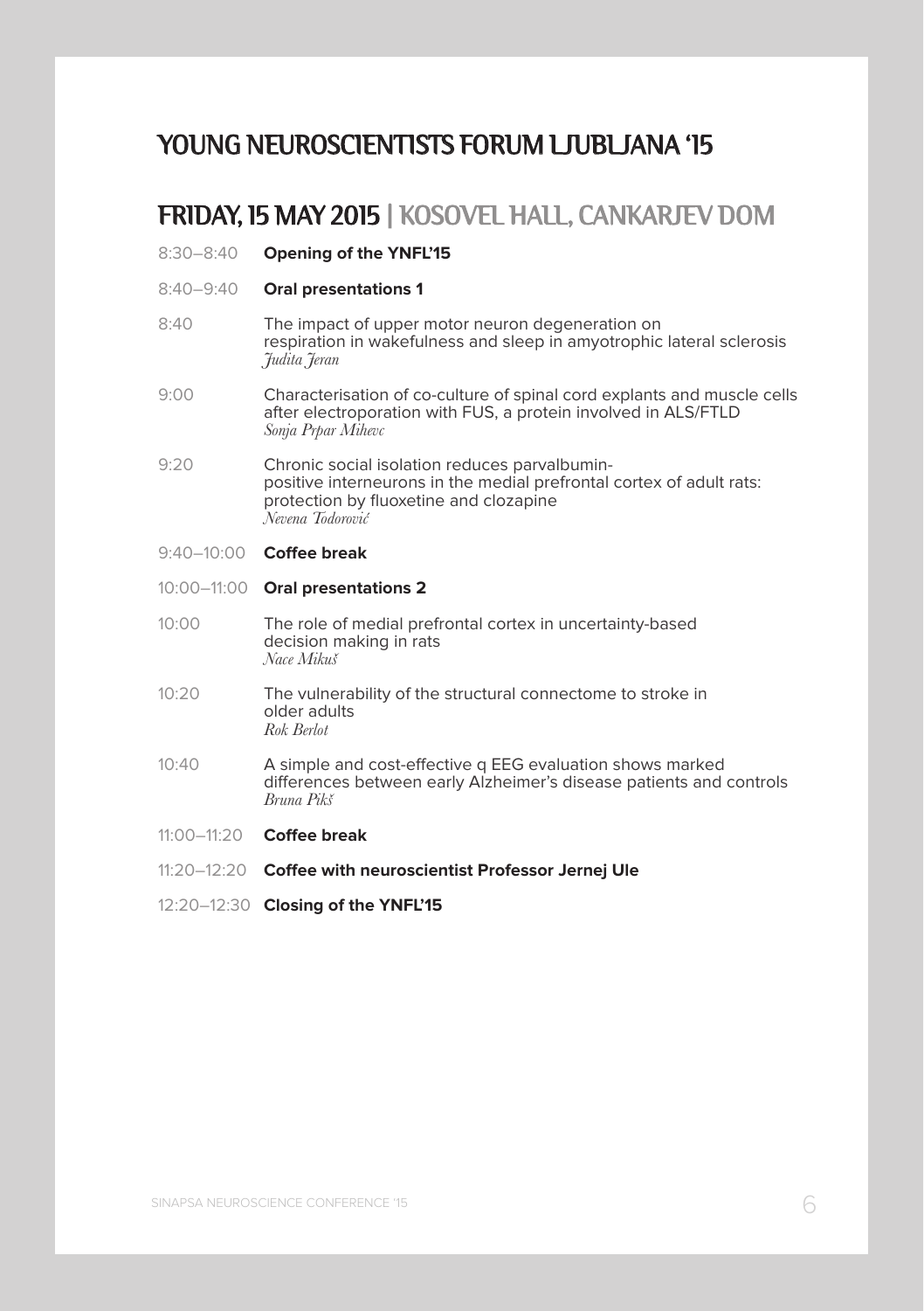# YOUNG NEUROSCIENTISTS FORUM LJUBLJANA '15

## FRIDAY, 15 MAY 2015 | KOSOVEL HALL, CANKARJEV DOM

8:30–8:40 **Opening of the YNFL'15**

8:40–9:40 **Oral presentations 1**

8:40 The impact of upper motor neuron degeneration on respiration in wakefulness and sleep in amyotrophic lateral sclerosis
*Judita Jeran*

9:00 Characterisation of co-culture of spinal cord explants and muscle cells after electroporation with FUS, a protein involved in ALS/FTLD
*Sonja Prpar Mihevc*

9:20 Chronic social isolation reduces parvalbumin-positive interneurons in the medial prefrontal cortex of adult rats: protection by fluoxetine and clozapine
*Nevena Todorović*

9:40–10:00 **Coffee break**

10:00–11:00 **Oral presentations 2**

10:00 The role of medial prefrontal cortex in uncertainty-based decision making in rats
*Nace Mikuš*

10:20 The vulnerability of the structural connectome to stroke in older adults
*Rok Berlot*

10:40 A simple and cost-effective q EEG evaluation shows marked differences between early Alzheimer's disease patients and controls
*Bruna Pikš*

11:00–11:20 **Coffee break**

11:20–12:20 **Coffee with neuroscientist Professor Jernej Ule**

12:20–12:30 **Closing of the YNFL'15**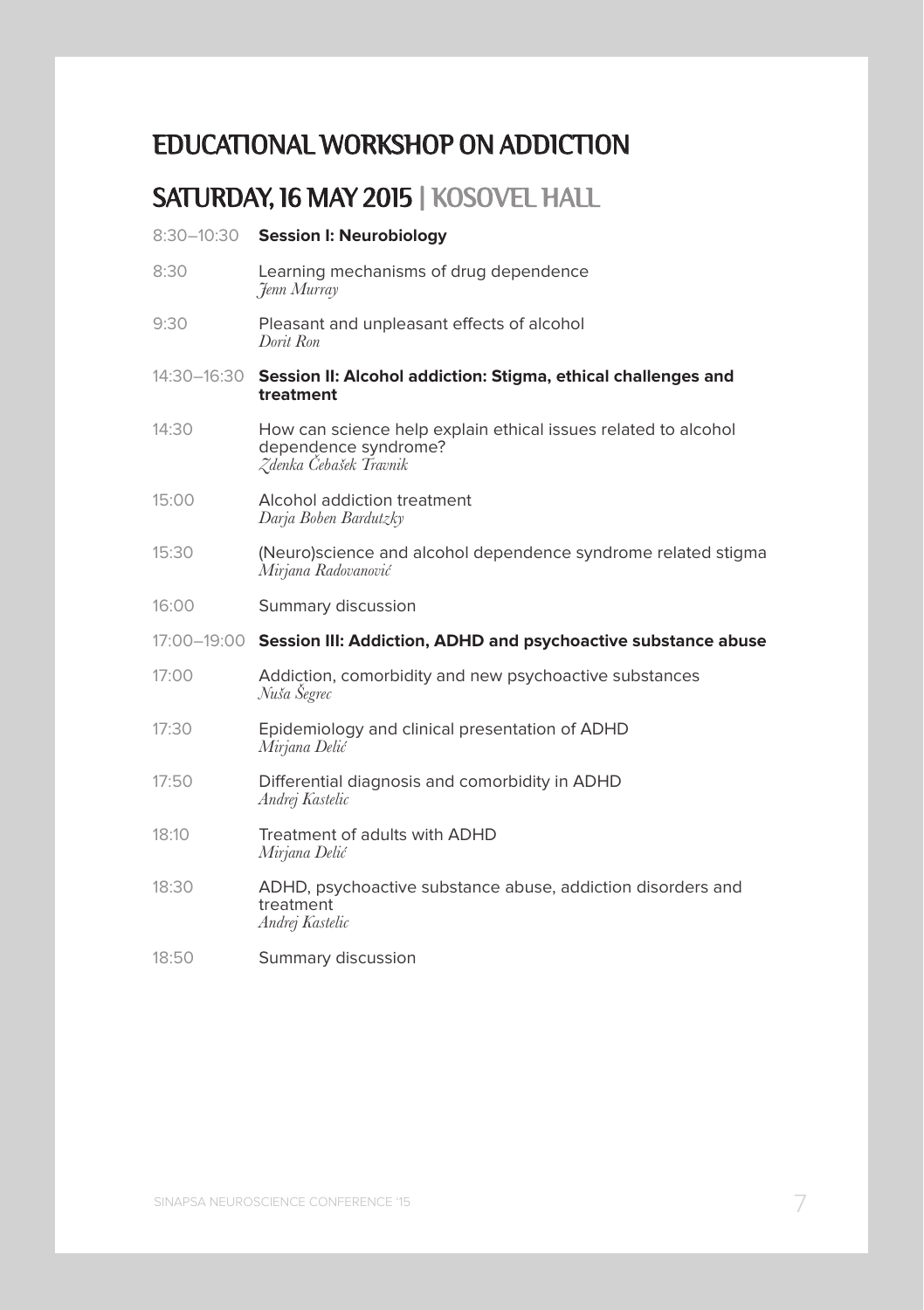# EDUCATIONAL WORKSHOP ON ADDICTION

## SATURDAY, 16 MAY 2015 | KOSOVEL HALL

8:30–10:30 **Session I: Neurobiology**

8:30 Learning mechanisms of drug dependence
*Jenn Murray*

9:30 Pleasant and unpleasant effects of alcohol
*Dorit Ron*

14:30–16:30 **Session II: Alcohol addiction: Stigma, ethical challenges and treatment**

14:30 How can science help explain ethical issues related to alcohol dependence syndrome?
*Zdenka Čebašek Travnik*

15:00 Alcohol addiction treatment
*Darja Boben Bardutzky*

15:30 (Neuro)science and alcohol dependence syndrome related stigma
*Mirjana Radovanović*

16:00 Summary discussion

17:00–19:00 **Session III: Addiction, ADHD and psychoactive substance abuse**

17:00 Addiction, comorbidity and new psychoactive substances
*Nuša Šegrec*

17:30 Epidemiology and clinical presentation of ADHD
*Mirjana Delić*

17:50 Differential diagnosis and comorbidity in ADHD
*Andrej Kastelic*

18:10 Treatment of adults with ADHD
*Mirjana Delić*

18:30 ADHD, psychoactive substance abuse, addiction disorders and treatment
*Andrej Kastelic*

18:50 Summary discussion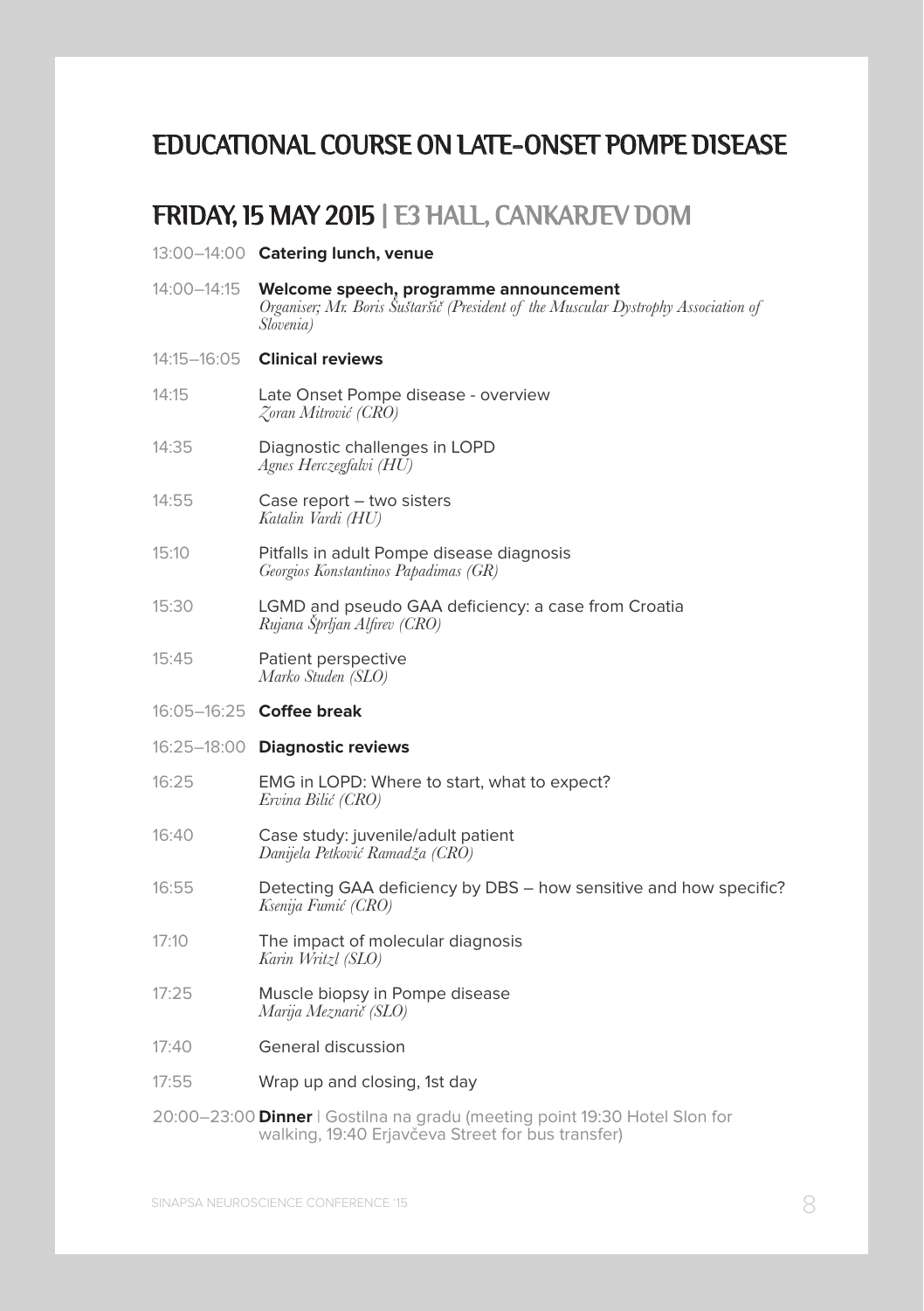# EDUCATIONAL COURSE ON LATE-ONSET POMPE DISEASE

## FRIDAY, 15 MAY 2015 | E3 HALL, CANKARJEV DOM

13:00–14:00 **Catering lunch, venue**

14:00–14:15 **Welcome speech, programme announcement**
*Organiser; Mr. Boris Šuštaršič (President of the Muscular Dystrophy Association of Slovenia)*

14:15–16:05 **Clinical reviews**

14:15 Late Onset Pompe disease - overview
*Zoran Mitrović (CRO)*

14:35 Diagnostic challenges in LOPD
*Agnes Herczegfalvi (HU)*

14:55 Case report – two sisters
*Katalin Vardi (HU)*

15:10 Pitfalls in adult Pompe disease diagnosis
*Georgios Konstantinos Papadimas (GR)*

15:30 LGMD and pseudo GAA deficiency: a case from Croatia
*Rujana Šprljan Alfirev (CRO)*

15:45 Patient perspective
*Marko Studen (SLO)*

16:05–16:25 **Coffee break**

16:25–18:00 **Diagnostic reviews**

16:25 EMG in LOPD: Where to start, what to expect?
*Ervina Bilić (CRO)*

16:40 Case study: juvenile/adult patient
*Danijela Petković Ramadža (CRO)*

16:55 Detecting GAA deficiency by DBS – how sensitive and how specific?
*Ksenija Fumić (CRO)*

17:10 The impact of molecular diagnosis
*Karin Writzl (SLO)*

17:25 Muscle biopsy in Pompe disease
*Marija Meznarič (SLO)*

17:40 General discussion

17:55 Wrap up and closing, 1st day

20:00–23:00 **Dinner** | Gostilna na gradu (meeting point 19:30 Hotel Slon for walking, 19:40 Erjavčeva Street for bus transfer)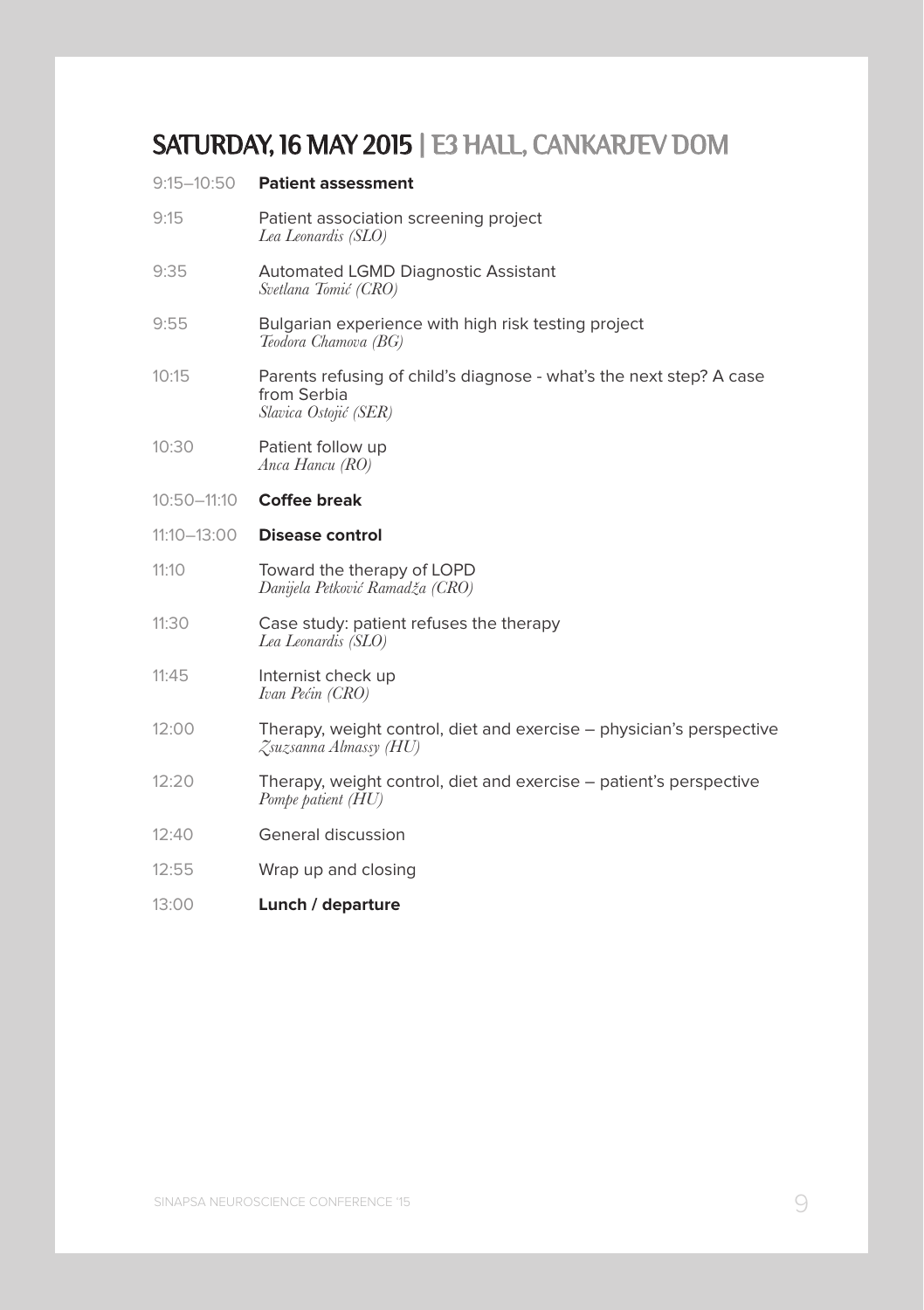## SATURDAY, 16 MAY 2015 | E3 HALL, CANKARJEV DOM

| | |
|---|---|
| 9:15–10:50 | **Patient assessment** |
| 9:15 | Patient association screening project<br>*Lea Leonardis (SLO)* |
| 9:35 | Automated LGMD Diagnostic Assistant<br>*Svetlana Tomić (CRO)* |
| 9:55 | Bulgarian experience with high risk testing project<br>*Teodora Chamova (BG)* |
| 10:15 | Parents refusing of child's diagnose - what's the next step? A case from Serbia<br>*Slavica Ostojić (SER)* |
| 10:30 | Patient follow up<br>*Anca Hancu (RO)* |
| 10:50–11:10 | **Coffee break** |
| 11:10–13:00 | **Disease control** |
| 11:10 | Toward the therapy of LOPD<br>*Danijela Petković Ramadža (CRO)* |
| 11:30 | Case study: patient refuses the therapy<br>*Lea Leonardis (SLO)* |
| 11:45 | Internist check up<br>*Ivan Pećin (CRO)* |
| 12:00 | Therapy, weight control, diet and exercise – physician's perspective<br>*Zsuzsanna Almassy (HU)* |
| 12:20 | Therapy, weight control, diet and exercise – patient's perspective<br>*Pompe patient (HU)* |
| 12:40 | General discussion |
| 12:55 | Wrap up and closing |
| 13:00 | **Lunch / departure** |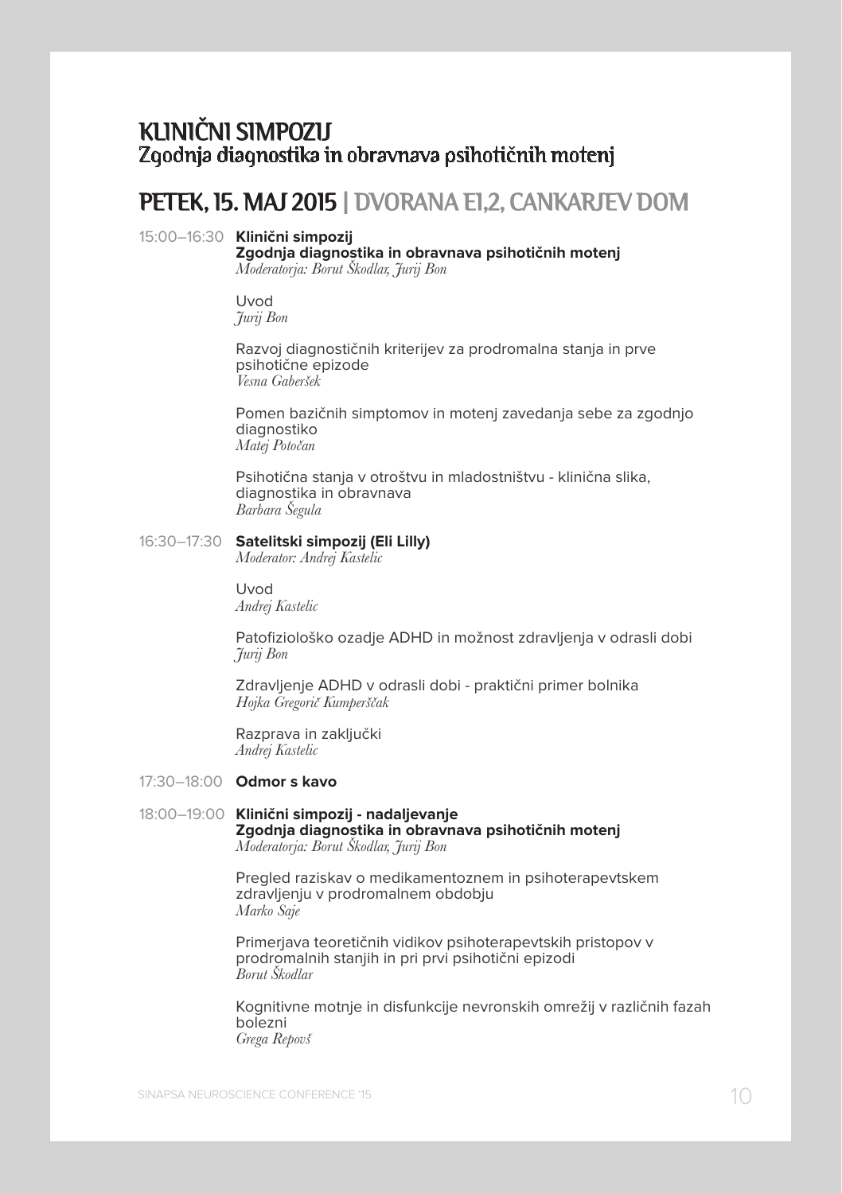# KLINIČNI SIMPOZIJ
## Zgodnja diagnostika in obravnava psihotičnih motenj

## PETEK, 15. MAJ 2015 | DVORANA E1,2, CANKARJEV DOM

15:00–16:30 **Klinični simpozij**
**Zgodnja diagnostika in obravnava psihotičnih motenj**
*Moderatorja: Borut Škodlar, Jurij Bon*

Uvod
*Jurij Bon*

Razvoj diagnostičnih kriterijev za prodromalna stanja in prve psihotične epizode
*Vesna Gaberšek*

Pomen bazičnih simptomov in motenj zavedanja sebe za zgodnjo diagnostiko
*Matej Potočan*

Psihotična stanja v otroštvu in mladostništvu - klinična slika, diagnostika in obravnava
*Barbara Šegula*

16:30–17:30 **Satelitski simpozij (Eli Lilly)**
*Moderator: Andrej Kastelic*

Uvod
*Andrej Kastelic*

Patofiziološko ozadje ADHD in možnost zdravljenja v odrasli dobi
*Jurij Bon*

Zdravljenje ADHD v odrasli dobi - praktični primer bolnika
*Hojka Gregorič Kumperščak*

Razprava in zaključki
*Andrej Kastelic*

17:30–18:00 **Odmor s kavo**

18:00–19:00 **Klinični simpozij - nadaljevanje**
**Zgodnja diagnostika in obravnava psihotičnih motenj**
*Moderatorja: Borut Škodlar, Jurij Bon*

Pregled raziskav o medikamentoznem in psihoterapevtskem zdravljenju v prodromalnem obdobju
*Marko Saje*

Primerjava teoretičnih vidikov psihoterapevtskih pristopov v prodromalnih stanjih in pri prvi psihotični epizodi
*Borut Škodlar*

Kognitivne motnje in disfunkcije nevronskih omrežij v različnih fazah bolezni
*Grega Repovš*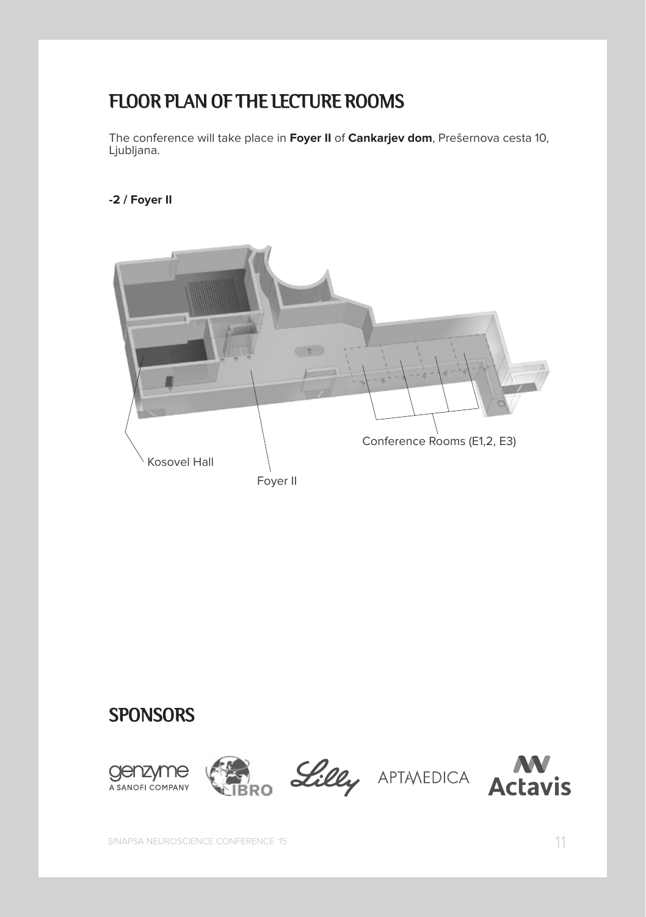# FLOOR PLAN OF THE LECTURE ROOMS

The conference will take place in **Foyer II** of **Cankarjev dom**, Prešernova cesta 10, Ljubljana.

**-2 / Foyer II**

Conference Rooms (E1,2, E3)

Kosovel Hall

Foyer II

# SPONSORS

genzyme A SANOFI COMPANY

IBRO

Lilly

APTAMEDICA

Actavis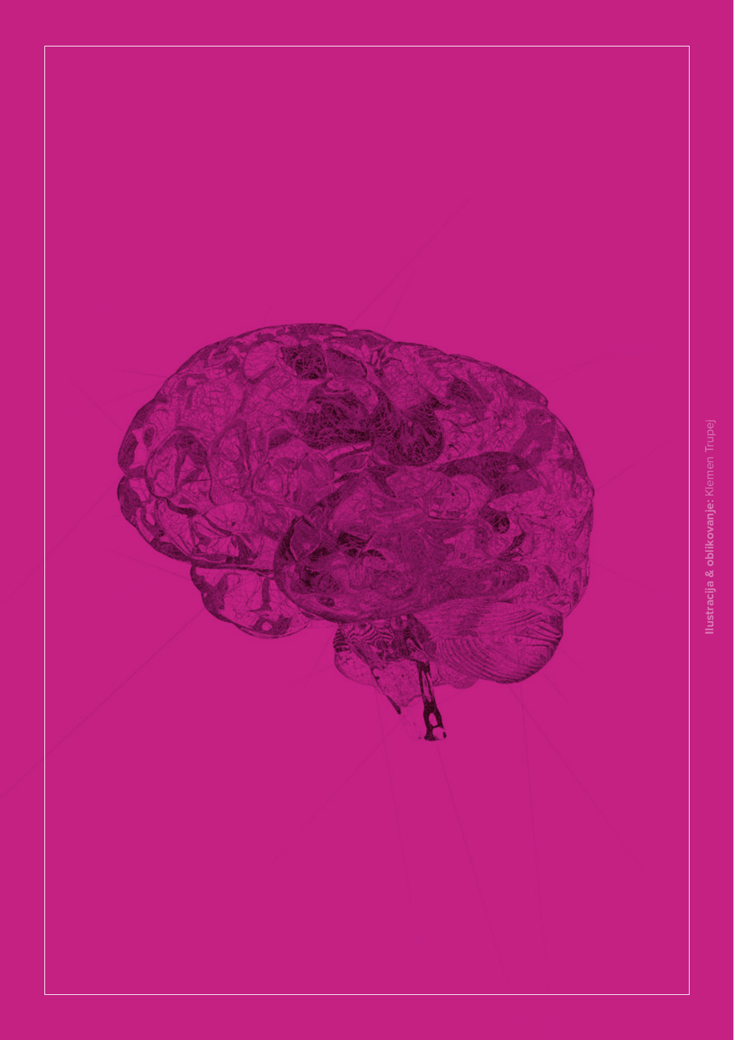**Ilustracija & oblikovanje:** Klemen Trupej